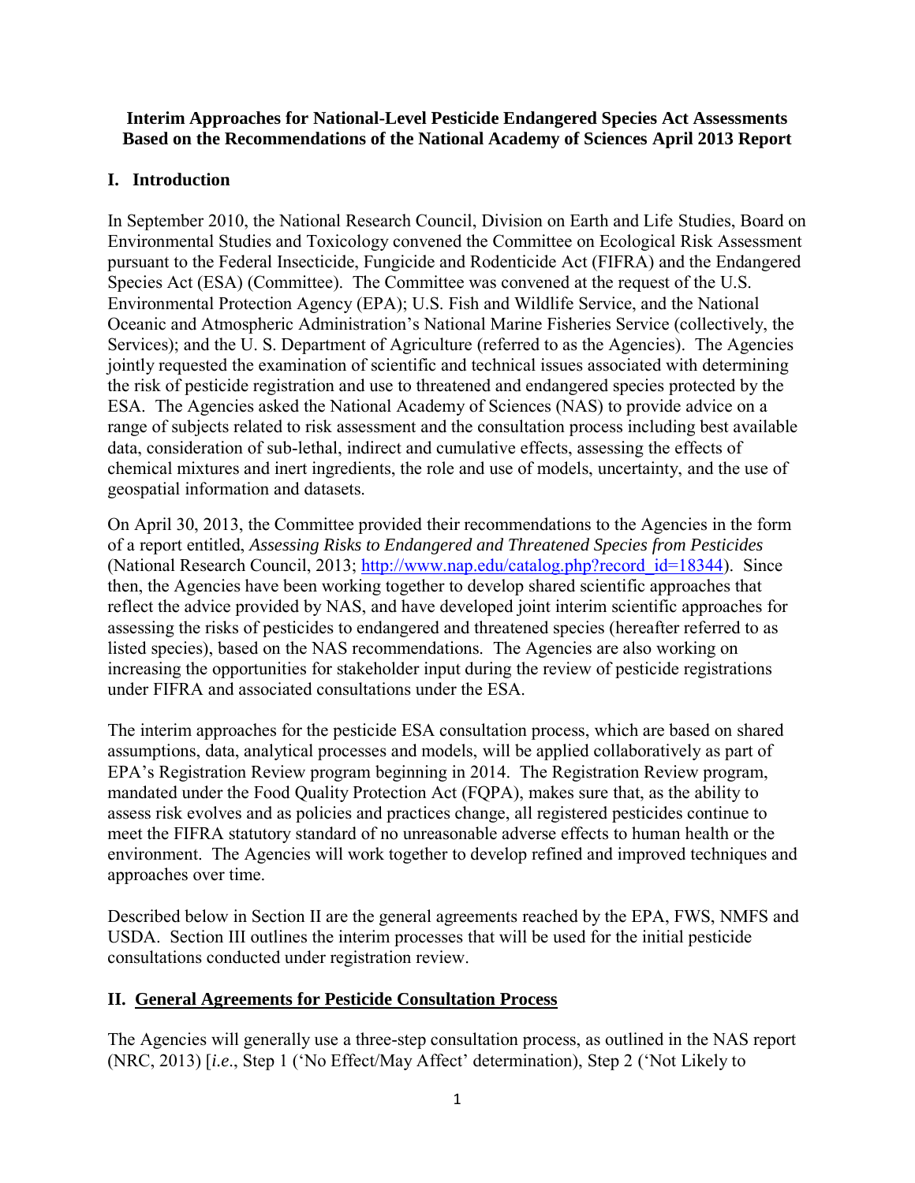**Interim Approaches for National-Level Pesticide Endangered Species Act Assessments Based on the Recommendations of the National Academy of Sciences April 2013 Report**

## I. Introduction

In September 2010, the National Research Council, Division on Earth and Life Studies, Board on Environmental Studies and Toxicology convened the Committee on Ecological Risk Assessment pursuant to the Federal Insecticide, Fungicide and Rodenticide Act (FIFRA) and the Endangered Species Act (ESA) (Committee). The Committee was convened at the request of the U.S. Environmental Protection Agency (EPA); U.S. Fish and Wildlife Service, and the National Oceanic and Atmospheric Administration's National Marine Fisheries Service (collectively, the Services); and the U. S. Department of Agriculture (referred to as the Agencies). The Agencies jointly requested the examination of scientific and technical issues associated with determining the risk of pesticide registration and use to threatened and endangered species protected by the ESA. The Agencies asked the National Academy of Sciences (NAS) to provide advice on a range of subjects related to risk assessment and the consultation process including best available data, consideration of sub-lethal, indirect and cumulative effects, assessing the effects of chemical mixtures and inert ingredients, the role and use of models, uncertainty, and the use of geospatial information and datasets.

On April 30, 2013, the Committee provided their recommendations to the Agencies in the form of a report entitled, *Assessing Risks to Endangered and Threatened Species from Pesticides* (National Research Council, 2013; [http://www.nap.edu/catalog.php?record_id=18344](http://www.nap.edu/catalog.php?record_id=18344)). Since then, the Agencies have been working together to develop shared scientific approaches that reflect the advice provided by NAS, and have developed joint interim scientific approaches for assessing the risks of pesticides to endangered and threatened species (hereafter referred to as listed species), based on the NAS recommendations. The Agencies are also working on increasing the opportunities for stakeholder input during the review of pesticide registrations under FIFRA and associated consultations under the ESA.

The interim approaches for the pesticide ESA consultation process, which are based on shared assumptions, data, analytical processes and models, will be applied collaboratively as part of EPA's Registration Review program beginning in 2014. The Registration Review program, mandated under the Food Quality Protection Act (FQPA), makes sure that, as the ability to assess risk evolves and as policies and practices change, all registered pesticides continue to meet the FIFRA statutory standard of no unreasonable adverse effects to human health or the environment. The Agencies will work together to develop refined and improved techniques and approaches over time.

Described below in Section II are the general agreements reached by the EPA, FWS, NMFS and USDA. Section III outlines the interim processes that will be used for the initial pesticide consultations conducted under registration review.

## II. General Agreements for Pesticide Consultation Process

The Agencies will generally use a three-step consultation process, as outlined in the NAS report (NRC, 2013) [*i.e.*, Step 1 ('No Effect/May Affect' determination), Step 2 ('Not Likely to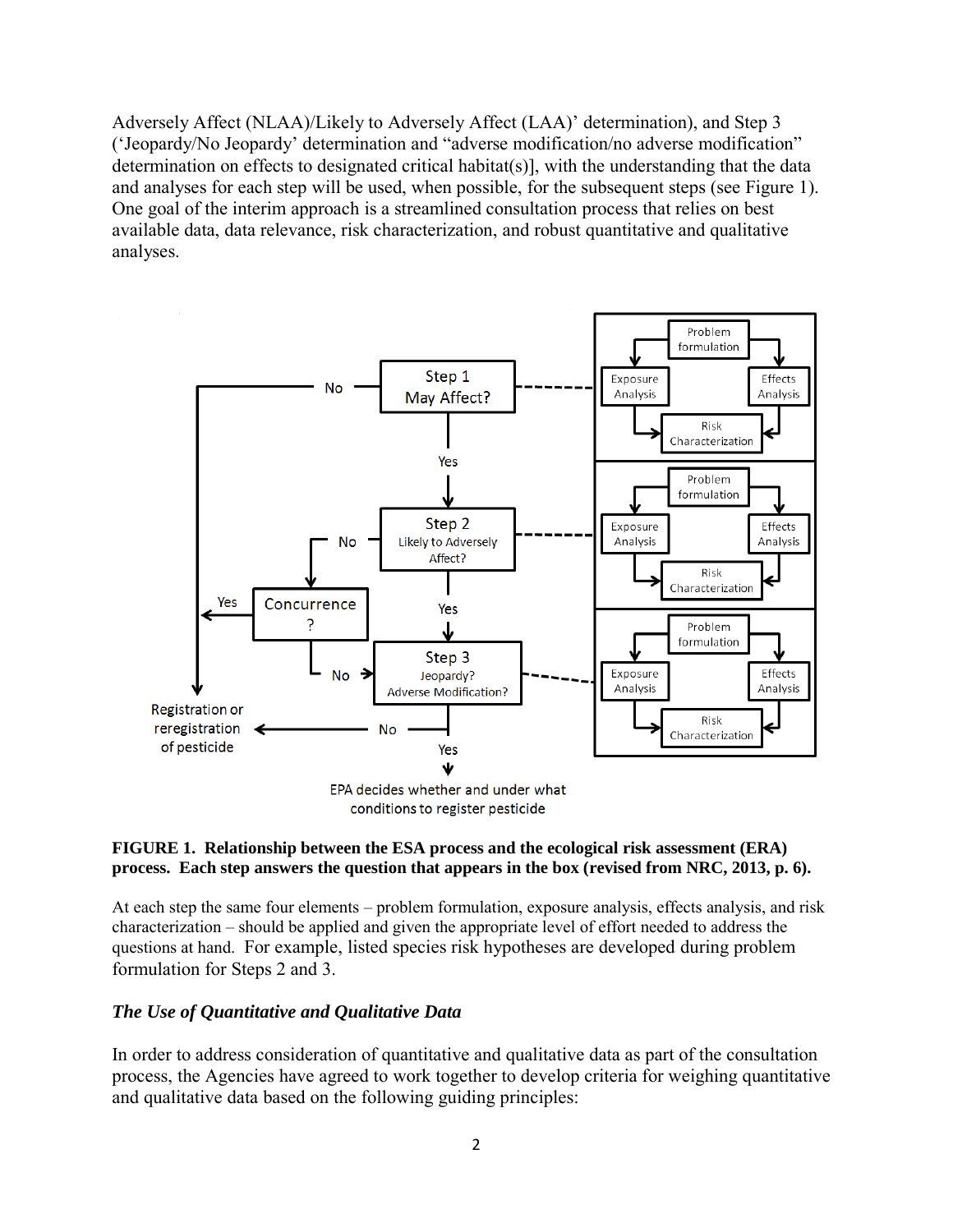Adversely Affect (NLAA)/Likely to Adversely Affect (LAA)' determination), and Step 3 ('Jeopardy/No Jeopardy' determination and "adverse modification/no adverse modification" determination on effects to designated critical habitat(s)], with the understanding that the data and analyses for each step will be used, when possible, for the subsequent steps (see Figure 1). One goal of the interim approach is a streamlined consultation process that relies on best available data, data relevance, risk characterization, and robust quantitative and qualitative analyses.

**FIGURE 1. Relationship between the ESA process and the ecological risk assessment (ERA) process. Each step answers the question that appears in the box (revised from NRC, 2013, p. 6).**

At each step the same four elements – problem formulation, exposure analysis, effects analysis, and risk characterization – should be applied and given the appropriate level of effort needed to address the questions at hand. For example, listed species risk hypotheses are developed during problem formulation for Steps 2 and 3.

### *The Use of Quantitative and Qualitative Data*

In order to address consideration of quantitative and qualitative data as part of the consultation process, the Agencies have agreed to work together to develop criteria for weighing quantitative and qualitative data based on the following guiding principles: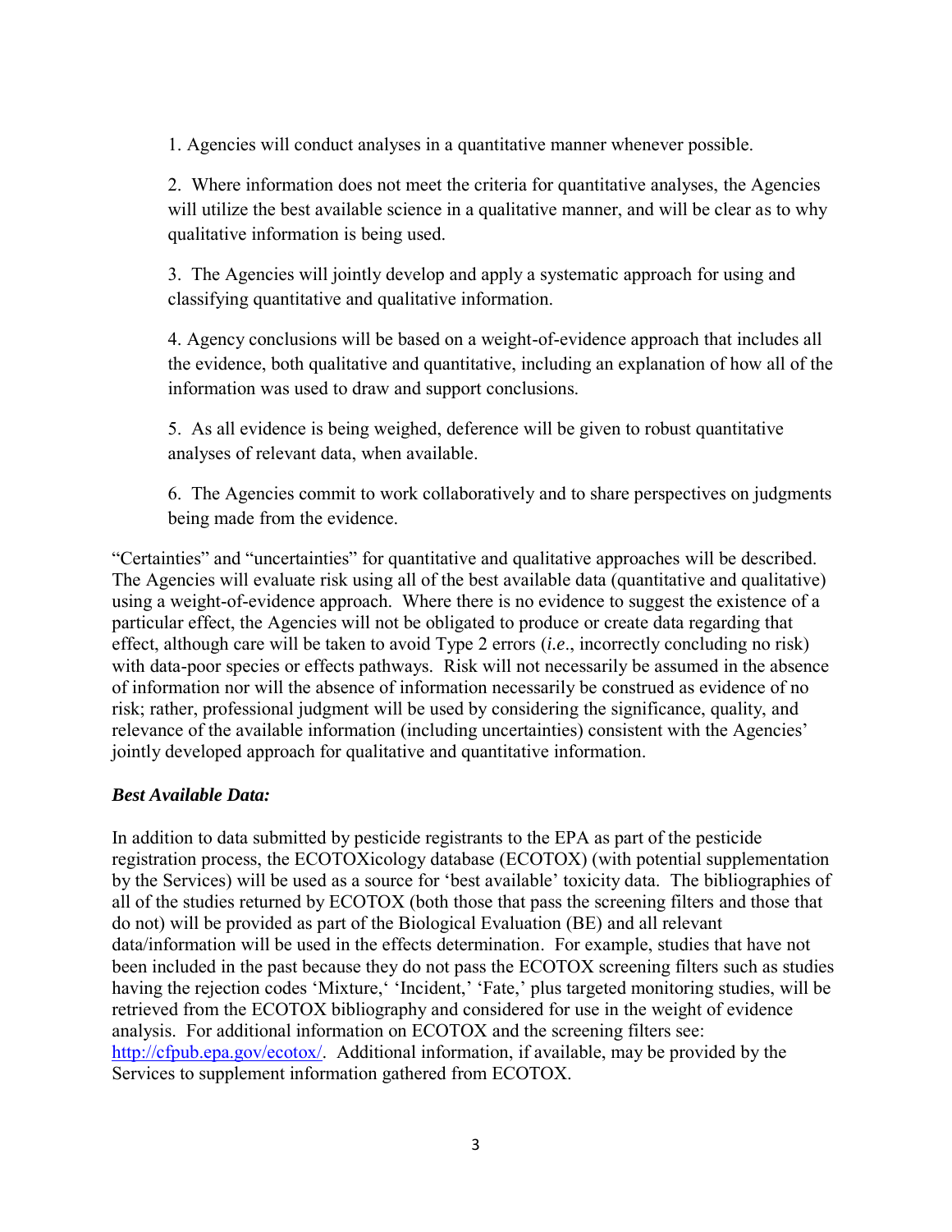1. Agencies will conduct analyses in a quantitative manner whenever possible.

2. Where information does not meet the criteria for quantitative analyses, the Agencies will utilize the best available science in a qualitative manner, and will be clear as to why qualitative information is being used.

3. The Agencies will jointly develop and apply a systematic approach for using and classifying quantitative and qualitative information.

4. Agency conclusions will be based on a weight-of-evidence approach that includes all the evidence, both qualitative and quantitative, including an explanation of how all of the information was used to draw and support conclusions.

5. As all evidence is being weighed, deference will be given to robust quantitative analyses of relevant data, when available.

6. The Agencies commit to work collaboratively and to share perspectives on judgments being made from the evidence.

"Certainties" and "uncertainties" for quantitative and qualitative approaches will be described. The Agencies will evaluate risk using all of the best available data (quantitative and qualitative) using a weight-of-evidence approach. Where there is no evidence to suggest the existence of a particular effect, the Agencies will not be obligated to produce or create data regarding that effect, although care will be taken to avoid Type 2 errors (*i.e*., incorrectly concluding no risk) with data-poor species or effects pathways. Risk will not necessarily be assumed in the absence of information nor will the absence of information necessarily be construed as evidence of no risk; rather, professional judgment will be used by considering the significance, quality, and relevance of the available information (including uncertainties) consistent with the Agencies' jointly developed approach for qualitative and quantitative information.

### *Best Available Data:*

In addition to data submitted by pesticide registrants to the EPA as part of the pesticide registration process, the ECOTOXicology database (ECOTOX) (with potential supplementation by the Services) will be used as a source for 'best available' toxicity data. The bibliographies of all of the studies returned by ECOTOX (both those that pass the screening filters and those that do not) will be provided as part of the Biological Evaluation (BE) and all relevant data/information will be used in the effects determination. For example, studies that have not been included in the past because they do not pass the ECOTOX screening filters such as studies having the rejection codes 'Mixture,' 'Incident,' 'Fate,' plus targeted monitoring studies, will be retrieved from the ECOTOX bibliography and considered for use in the weight of evidence analysis. For additional information on ECOTOX and the screening filters see: [http://cfpub.epa.gov/ecotox/](http://cfpub.epa.gov/ecotox/). Additional information, if available, may be provided by the Services to supplement information gathered from ECOTOX.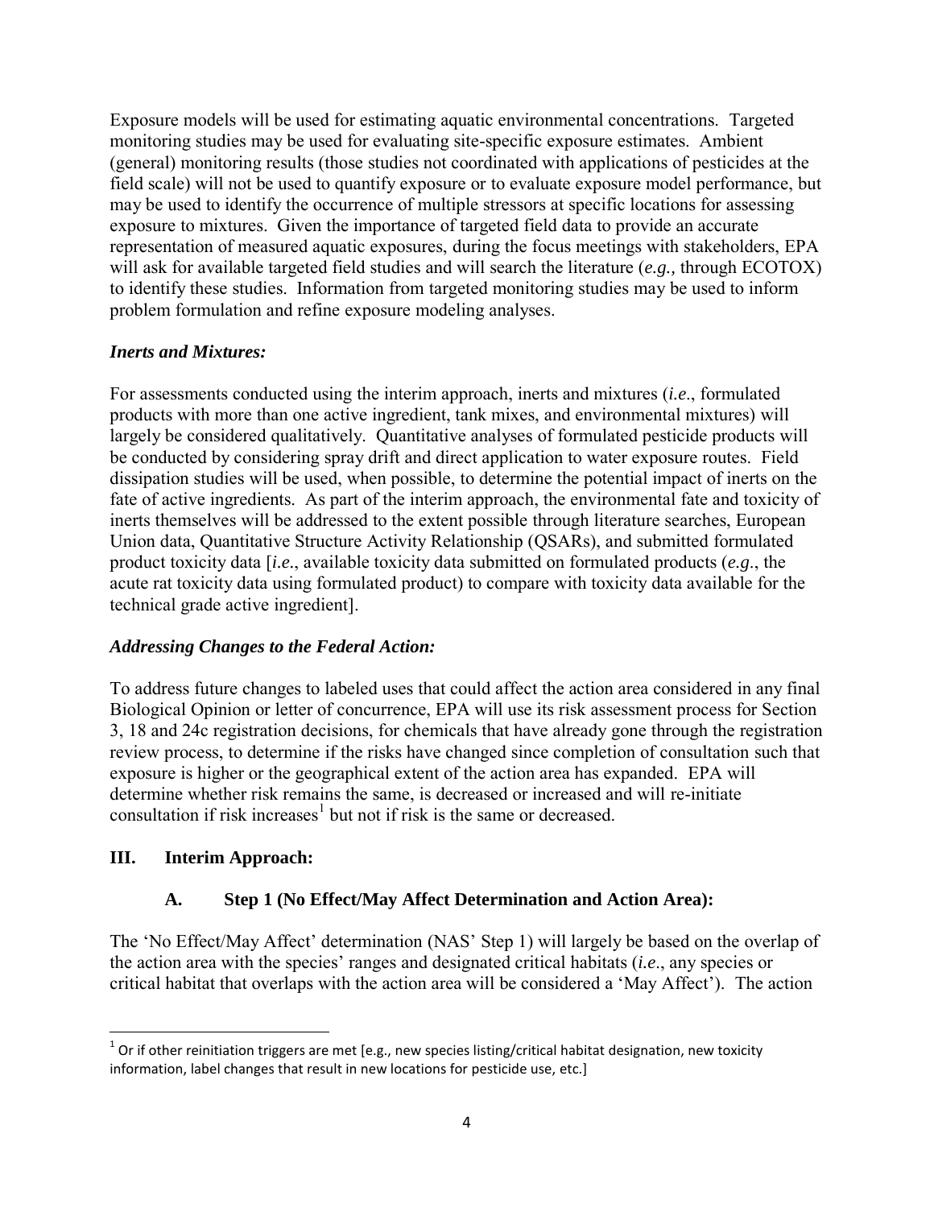Exposure models will be used for estimating aquatic environmental concentrations. Targeted monitoring studies may be used for evaluating site-specific exposure estimates. Ambient (general) monitoring results (those studies not coordinated with applications of pesticides at the field scale) will not be used to quantify exposure or to evaluate exposure model performance, but may be used to identify the occurrence of multiple stressors at specific locations for assessing exposure to mixtures. Given the importance of targeted field data to provide an accurate representation of measured aquatic exposures, during the focus meetings with stakeholders, EPA will ask for available targeted field studies and will search the literature (*e.g.,* through ECOTOX) to identify these studies. Information from targeted monitoring studies may be used to inform problem formulation and refine exposure modeling analyses.

### *Inerts and Mixtures:*

For assessments conducted using the interim approach, inerts and mixtures (*i.e*., formulated products with more than one active ingredient, tank mixes, and environmental mixtures) will largely be considered qualitatively. Quantitative analyses of formulated pesticide products will be conducted by considering spray drift and direct application to water exposure routes. Field dissipation studies will be used, when possible, to determine the potential impact of inerts on the fate of active ingredients. As part of the interim approach, the environmental fate and toxicity of inerts themselves will be addressed to the extent possible through literature searches, European Union data, Quantitative Structure Activity Relationship (QSARs), and submitted formulated product toxicity data [*i.e*., available toxicity data submitted on formulated products (*e.g*., the acute rat toxicity data using formulated product) to compare with toxicity data available for the technical grade active ingredient].

### *Addressing Changes to the Federal Action:*

To address future changes to labeled uses that could affect the action area considered in any final Biological Opinion or letter of concurrence, EPA will use its risk assessment process for Section 3, 18 and 24c registration decisions, for chemicals that have already gone through the registration review process, to determine if the risks have changed since completion of consultation such that exposure is higher or the geographical extent of the action area has expanded. EPA will determine whether risk remains the same, is decreased or increased and will re-initiate consultation if risk increases[1] but not if risk is the same or decreased.

## III. Interim Approach:

### A. Step 1 (No Effect/May Affect Determination and Action Area):

The 'No Effect/May Affect' determination (NAS' Step 1) will largely be based on the overlap of the action area with the species' ranges and designated critical habitats (*i.e*., any species or critical habitat that overlaps with the action area will be considered a 'May Affect'). The action

---

[1] Or if other reinitiation triggers are met [e.g., new species listing/critical habitat designation, new toxicity information, label changes that result in new locations for pesticide use, etc.]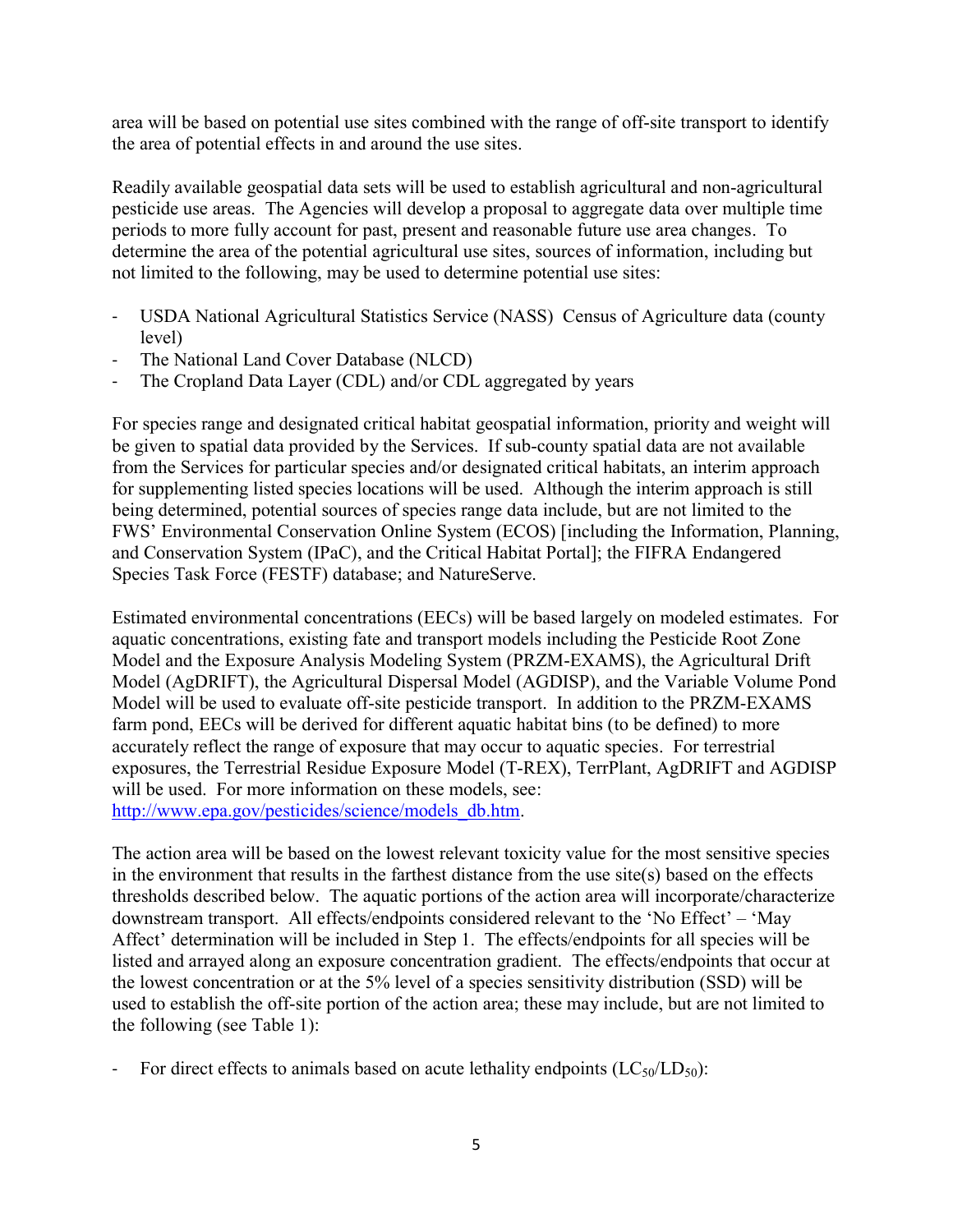area will be based on potential use sites combined with the range of off-site transport to identify the area of potential effects in and around the use sites.

Readily available geospatial data sets will be used to establish agricultural and non-agricultural pesticide use areas. The Agencies will develop a proposal to aggregate data over multiple time periods to more fully account for past, present and reasonable future use area changes. To determine the area of the potential agricultural use sites, sources of information, including but not limited to the following, may be used to determine potential use sites:

- USDA National Agricultural Statistics Service (NASS) Census of Agriculture data (county level)
- The National Land Cover Database (NLCD)
- The Cropland Data Layer (CDL) and/or CDL aggregated by years

For species range and designated critical habitat geospatial information, priority and weight will be given to spatial data provided by the Services. If sub-county spatial data are not available from the Services for particular species and/or designated critical habitats, an interim approach for supplementing listed species locations will be used. Although the interim approach is still being determined, potential sources of species range data include, but are not limited to the FWS' Environmental Conservation Online System (ECOS) [including the Information, Planning, and Conservation System (IPaC), and the Critical Habitat Portal]; the FIFRA Endangered Species Task Force (FESTF) database; and NatureServe.

Estimated environmental concentrations (EECs) will be based largely on modeled estimates. For aquatic concentrations, existing fate and transport models including the Pesticide Root Zone Model and the Exposure Analysis Modeling System (PRZM-EXAMS), the Agricultural Drift Model (AgDRIFT), the Agricultural Dispersal Model (AGDISP), and the Variable Volume Pond Model will be used to evaluate off-site pesticide transport. In addition to the PRZM-EXAMS farm pond, EECs will be derived for different aquatic habitat bins (to be defined) to more accurately reflect the range of exposure that may occur to aquatic species. For terrestrial exposures, the Terrestrial Residue Exposure Model (T-REX), TerrPlant, AgDRIFT and AGDISP will be used. For more information on these models, see: [http://www.epa.gov/pesticides/science/models_db.htm](http://www.epa.gov/pesticides/science/models_db.htm).

The action area will be based on the lowest relevant toxicity value for the most sensitive species in the environment that results in the farthest distance from the use site(s) based on the effects thresholds described below. The aquatic portions of the action area will incorporate/characterize downstream transport. All effects/endpoints considered relevant to the 'No Effect' – 'May Affect' determination will be included in Step 1. The effects/endpoints for all species will be listed and arrayed along an exposure concentration gradient. The effects/endpoints that occur at the lowest concentration or at the 5% level of a species sensitivity distribution (SSD) will be used to establish the off-site portion of the action area; these may include, but are not limited to the following (see Table 1):

- For direct effects to animals based on acute lethality endpoints ($LC_{50}$/$LD_{50}$):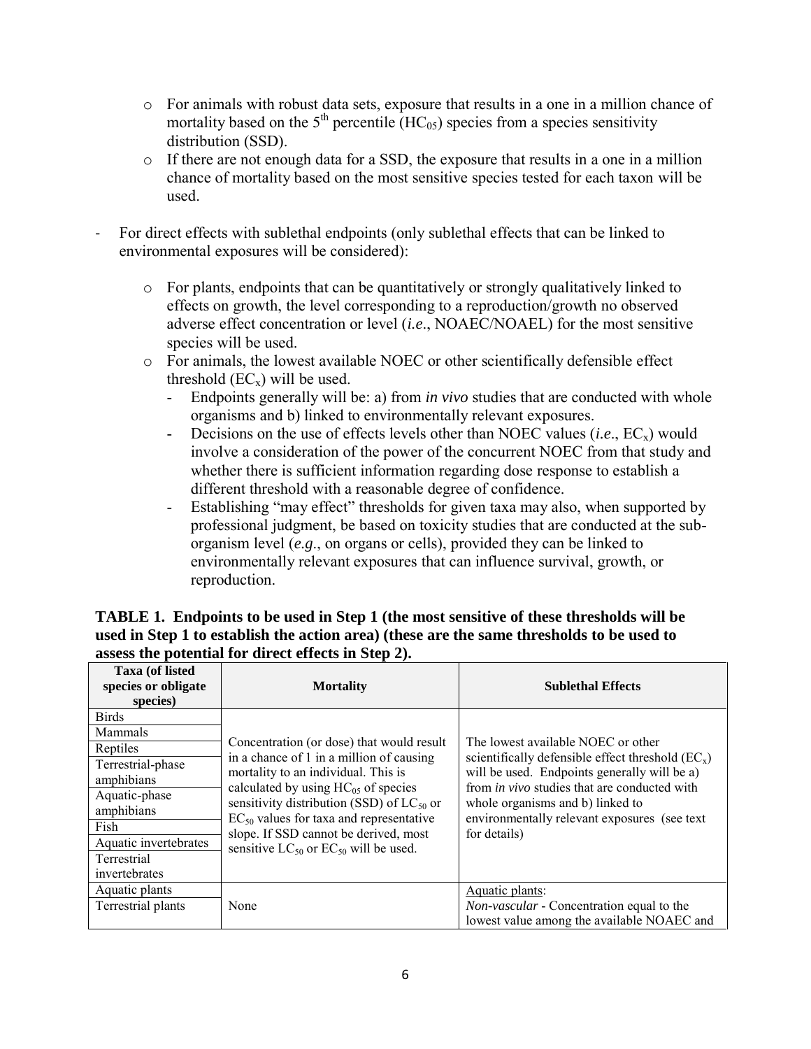- For animals with robust data sets, exposure that results in a one in a million chance of mortality based on the $5^{th}$ percentile ($HC_{05}$) species from a species sensitivity distribution (SSD).
- If there are not enough data for a SSD, the exposure that results in a one in a million chance of mortality based on the most sensitive species tested for each taxon will be used.

- For direct effects with sublethal endpoints (only sublethal effects that can be linked to environmental exposures will be considered):
  - For plants, endpoints that can be quantitatively or strongly qualitatively linked to effects on growth, the level corresponding to a reproduction/growth no observed adverse effect concentration or level (*i.e*., NOAEC/NOAEL) for the most sensitive species will be used.
  - For animals, the lowest available NOEC or other scientifically defensible effect threshold ($EC_x$) will be used.
    - Endpoints generally will be: a) from *in vivo* studies that are conducted with whole organisms and b) linked to environmentally relevant exposures.
    - Decisions on the use of effects levels other than NOEC values (*i.e*., $EC_x$) would involve a consideration of the power of the concurrent NOEC from that study and whether there is sufficient information regarding dose response to establish a different threshold with a reasonable degree of confidence.
    - Establishing "may effect" thresholds for given taxa may also, when supported by professional judgment, be based on toxicity studies that are conducted at the sub-organism level (*e.g*., on organs or cells), provided they can be linked to environmentally relevant exposures that can influence survival, growth, or reproduction.

**TABLE 1. Endpoints to be used in Step 1 (the most sensitive of these thresholds will be used in Step 1 to establish the action area) (these are the same thresholds to be used to assess the potential for direct effects in Step 2).**

| Taxa (of listed species or obligate species) | Mortality | Sublethal Effects |
|---|---|---|
| Birds<br>Mammals<br>Reptiles<br>Terrestrial-phase amphibians<br>Aquatic-phase amphibians<br>Fish<br>Aquatic invertebrates<br>Terrestrial invertebrates | Concentration (or dose) that would result in a chance of 1 in a million of causing mortality to an individual. This is calculated by using $HC_{05}$ of species sensitivity distribution (SSD) of $LC_{50}$ or $EC_{50}$ values for taxa and representative slope. If SSD cannot be derived, most sensitive $LC_{50}$ or $EC_{50}$ will be used. | The lowest available NOEC or other scientifically defensible effect threshold ($EC_x$) will be used. Endpoints generally will be a) from *in vivo* studies that are conducted with whole organisms and b) linked to environmentally relevant exposures (see text for details) |
| Aquatic plants<br>Terrestrial plants | None | Aquatic plants:<br>*Non-vascular* - Concentration equal to the lowest value among the available NOAEC and |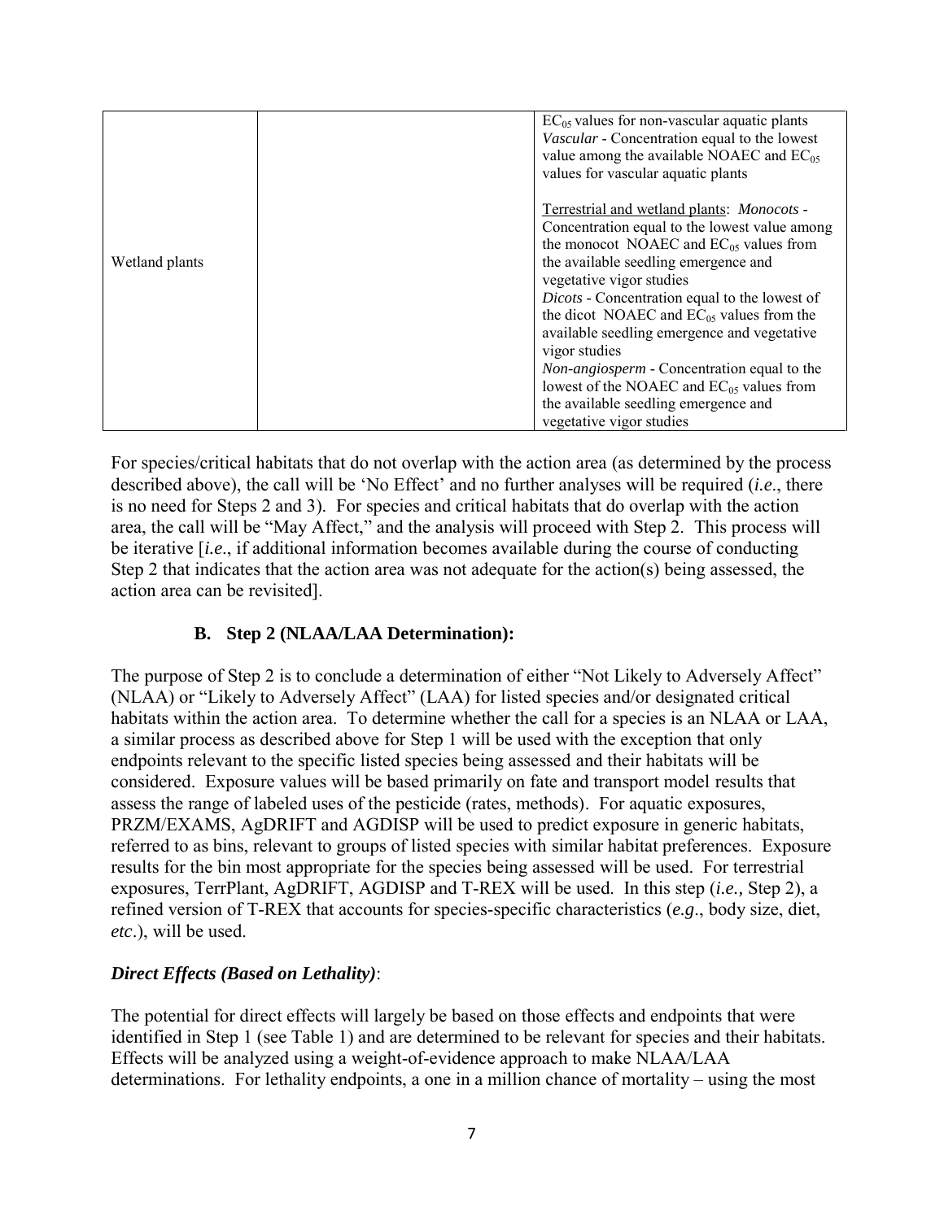| | | |
|---|---|---|
| Wetland plants | | $EC_{05}$ values for non-vascular aquatic plants *Vascular* - Concentration equal to the lowest value among the available NOAEC and $EC_{05}$ values for vascular aquatic plants<br><br>Terrestrial and wetland plants: *Monocots* - Concentration equal to the lowest value among the monocot NOAEC and $EC_{05}$ values from the available seedling emergence and vegetative vigor studies<br>*Dicots* - Concentration equal to the lowest of the dicot NOAEC and $EC_{05}$ values from the available seedling emergence and vegetative vigor studies<br>*Non-angiosperm* - Concentration equal to the lowest of the NOAEC and $EC_{05}$ values from the available seedling emergence and vegetative vigor studies |

For species/critical habitats that do not overlap with the action area (as determined by the process described above), the call will be 'No Effect' and no further analyses will be required (*i.e*., there is no need for Steps 2 and 3). For species and critical habitats that do overlap with the action area, the call will be "May Affect," and the analysis will proceed with Step 2. This process will be iterative [*i.e*., if additional information becomes available during the course of conducting Step 2 that indicates that the action area was not adequate for the action(s) being assessed, the action area can be revisited].

### B. Step 2 (NLAA/LAA Determination):

The purpose of Step 2 is to conclude a determination of either "Not Likely to Adversely Affect" (NLAA) or "Likely to Adversely Affect" (LAA) for listed species and/or designated critical habitats within the action area. To determine whether the call for a species is an NLAA or LAA, a similar process as described above for Step 1 will be used with the exception that only endpoints relevant to the specific listed species being assessed and their habitats will be considered. Exposure values will be based primarily on fate and transport model results that assess the range of labeled uses of the pesticide (rates, methods). For aquatic exposures, PRZM/EXAMS, AgDRIFT and AGDISP will be used to predict exposure in generic habitats, referred to as bins, relevant to groups of listed species with similar habitat preferences. Exposure results for the bin most appropriate for the species being assessed will be used. For terrestrial exposures, TerrPlant, AgDRIFT, AGDISP and T-REX will be used. In this step (*i.e.,* Step 2), a refined version of T-REX that accounts for species-specific characteristics (*e.g*., body size, diet, *etc*.), will be used.

***Direct Effects (Based on Lethality)***:

The potential for direct effects will largely be based on those effects and endpoints that were identified in Step 1 (see Table 1) and are determined to be relevant for species and their habitats. Effects will be analyzed using a weight-of-evidence approach to make NLAA/LAA determinations. For lethality endpoints, a one in a million chance of mortality – using the most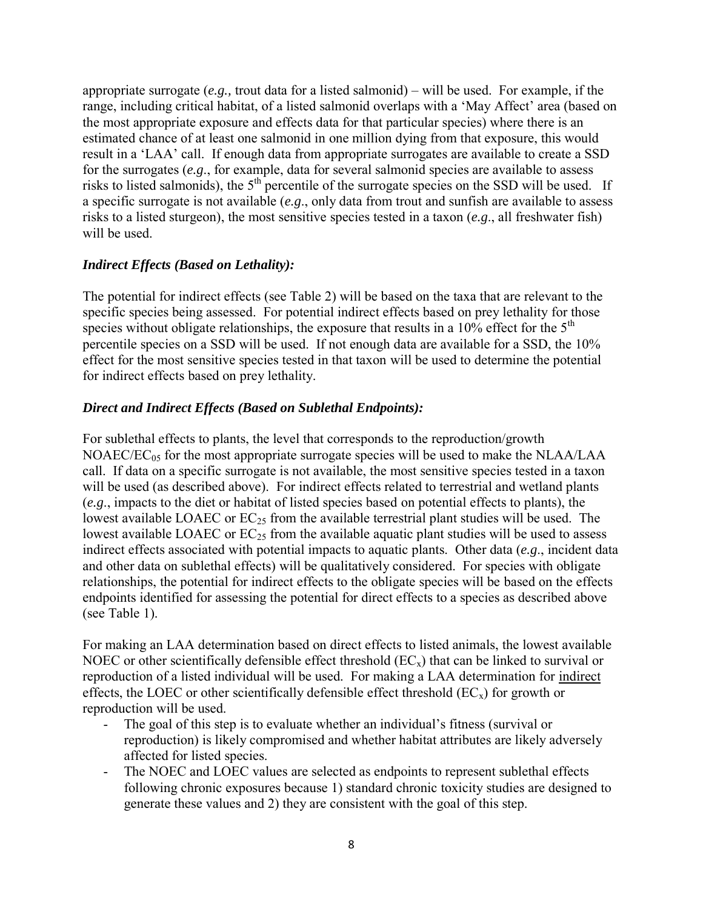appropriate surrogate (*e.g.,* trout data for a listed salmonid) – will be used. For example, if the range, including critical habitat, of a listed salmonid overlaps with a 'May Affect' area (based on the most appropriate exposure and effects data for that particular species) where there is an estimated chance of at least one salmonid in one million dying from that exposure, this would result in a 'LAA' call. If enough data from appropriate surrogates are available to create a SSD for the surrogates (*e.g*., for example, data for several salmonid species are available to assess risks to listed salmonids), the $5^{th}$ percentile of the surrogate species on the SSD will be used. If a specific surrogate is not available (*e.g*., only data from trout and sunfish are available to assess risks to a listed sturgeon), the most sensitive species tested in a taxon (*e.g*., all freshwater fish) will be used.

### *Indirect Effects (Based on Lethality):*

The potential for indirect effects (see Table 2) will be based on the taxa that are relevant to the specific species being assessed. For potential indirect effects based on prey lethality for those species without obligate relationships, the exposure that results in a 10% effect for the $5^{th}$ percentile species on a SSD will be used. If not enough data are available for a SSD, the 10% effect for the most sensitive species tested in that taxon will be used to determine the potential for indirect effects based on prey lethality.

### *Direct and Indirect Effects (Based on Sublethal Endpoints):*

For sublethal effects to plants, the level that corresponds to the reproduction/growth NOAEC/$EC_{05}$ for the most appropriate surrogate species will be used to make the NLAA/LAA call. If data on a specific surrogate is not available, the most sensitive species tested in a taxon will be used (as described above). For indirect effects related to terrestrial and wetland plants (*e.g*., impacts to the diet or habitat of listed species based on potential effects to plants), the lowest available LOAEC or $EC_{25}$ from the available terrestrial plant studies will be used. The lowest available LOAEC or $EC_{25}$ from the available aquatic plant studies will be used to assess indirect effects associated with potential impacts to aquatic plants. Other data (*e.g*., incident data and other data on sublethal effects) will be qualitatively considered. For species with obligate relationships, the potential for indirect effects to the obligate species will be based on the effects endpoints identified for assessing the potential for direct effects to a species as described above (see Table 1).

For making an LAA determination based on direct effects to listed animals, the lowest available NOEC or other scientifically defensible effect threshold ($EC_x$) that can be linked to survival or reproduction of a listed individual will be used. For making a LAA determination for <u>indirect</u> effects, the LOEC or other scientifically defensible effect threshold ($EC_x$) for growth or reproduction will be used.

- The goal of this step is to evaluate whether an individual's fitness (survival or reproduction) is likely compromised and whether habitat attributes are likely adversely affected for listed species.
- The NOEC and LOEC values are selected as endpoints to represent sublethal effects following chronic exposures because 1) standard chronic toxicity studies are designed to generate these values and 2) they are consistent with the goal of this step.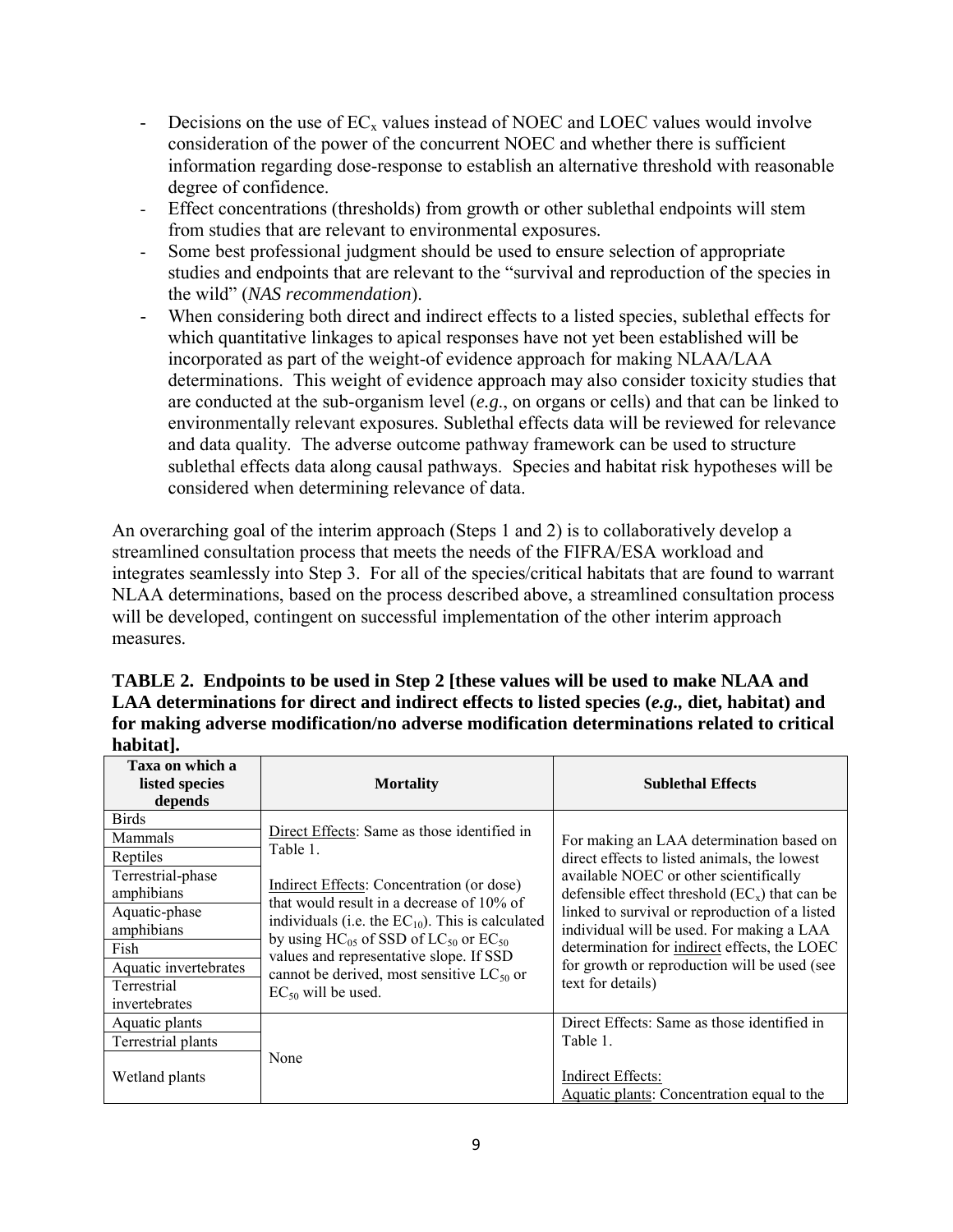- Decisions on the use of $EC_x$ values instead of NOEC and LOEC values would involve consideration of the power of the concurrent NOEC and whether there is sufficient information regarding dose-response to establish an alternative threshold with reasonable degree of confidence.
- Effect concentrations (thresholds) from growth or other sublethal endpoints will stem from studies that are relevant to environmental exposures.
- Some best professional judgment should be used to ensure selection of appropriate studies and endpoints that are relevant to the "survival and reproduction of the species in the wild" (*NAS recommendation*).
- When considering both direct and indirect effects to a listed species, sublethal effects for which quantitative linkages to apical responses have not yet been established will be incorporated as part of the weight-of evidence approach for making NLAA/LAA determinations. This weight of evidence approach may also consider toxicity studies that are conducted at the sub-organism level (*e.g*., on organs or cells) and that can be linked to environmentally relevant exposures. Sublethal effects data will be reviewed for relevance and data quality. The adverse outcome pathway framework can be used to structure sublethal effects data along causal pathways. Species and habitat risk hypotheses will be considered when determining relevance of data.

An overarching goal of the interim approach (Steps 1 and 2) is to collaboratively develop a streamlined consultation process that meets the needs of the FIFRA/ESA workload and integrates seamlessly into Step 3. For all of the species/critical habitats that are found to warrant NLAA determinations, based on the process described above, a streamlined consultation process will be developed, contingent on successful implementation of the other interim approach measures.

**TABLE 2. Endpoints to be used in Step 2 [these values will be used to make NLAA and LAA determinations for direct and indirect effects to listed species (*e.g.,* diet, habitat) and for making adverse modification/no adverse modification determinations related to critical habitat].**

| Taxa on which a listed species depends | Mortality | Sublethal Effects |
|---|---|---|
| Birds | Direct Effects: Same as those identified in Table 1.<br><br>Indirect Effects: Concentration (or dose) that would result in a decrease of 10% of individuals (i.e. the $EC_{10}$). This is calculated by using $HC_{05}$ of SSD of $LC_{50}$ or $EC_{50}$ values and representative slope. If SSD cannot be derived, most sensitive $LC_{50}$ or $EC_{50}$ will be used. | For making an LAA determination based on direct effects to listed animals, the lowest available NOEC or other scientifically defensible effect threshold ($EC_x$) that can be linked to survival or reproduction of a listed individual will be used. For making a LAA determination for indirect effects, the LOEC for growth or reproduction will be used (see text for details) |
| Mammals | | |
| Reptiles | | |
| Terrestrial-phase amphibians | | |
| Aquatic-phase amphibians | | |
| Fish | | |
| Aquatic invertebrates | | |
| Terrestrial invertebrates | | |
| Aquatic plants | None | Direct Effects: Same as those identified in Table 1.<br><br>Indirect Effects:<br>Aquatic plants: Concentration equal to the |
| Terrestrial plants | | |
| Wetland plants | | |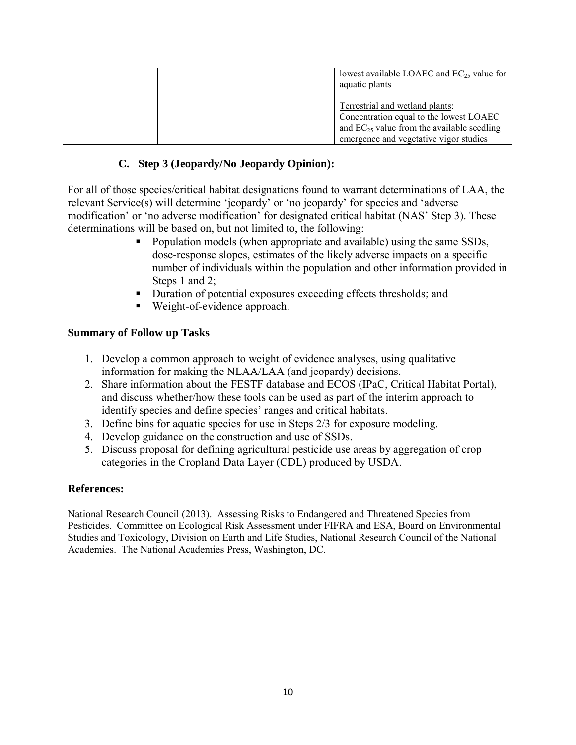| | | |
|---|---|---|
| | | lowest available LOAEC and $EC_{25}$ value for aquatic plants<br><br>Terrestrial and wetland plants: Concentration equal to the lowest LOAEC and $EC_{25}$ value from the available seedling emergence and vegetative vigor studies |

### C. Step 3 (Jeopardy/No Jeopardy Opinion):

For all of those species/critical habitat designations found to warrant determinations of LAA, the relevant Service(s) will determine 'jeopardy' or 'no jeopardy' for species and 'adverse modification' or 'no adverse modification' for designated critical habitat (NAS' Step 3). These determinations will be based on, but not limited to, the following:

- Population models (when appropriate and available) using the same SSDs, dose-response slopes, estimates of the likely adverse impacts on a specific number of individuals within the population and other information provided in Steps 1 and 2;
- Duration of potential exposures exceeding effects thresholds; and
- Weight-of-evidence approach.

## Summary of Follow up Tasks

1. Develop a common approach to weight of evidence analyses, using qualitative information for making the NLAA/LAA (and jeopardy) decisions.
2. Share information about the FESTF database and ECOS (IPaC, Critical Habitat Portal), and discuss whether/how these tools can be used as part of the interim approach to identify species and define species' ranges and critical habitats.
3. Define bins for aquatic species for use in Steps 2/3 for exposure modeling.
4. Develop guidance on the construction and use of SSDs.
5. Discuss proposal for defining agricultural pesticide use areas by aggregation of crop categories in the Cropland Data Layer (CDL) produced by USDA.

## References:

National Research Council (2013). Assessing Risks to Endangered and Threatened Species from Pesticides. Committee on Ecological Risk Assessment under FIFRA and ESA, Board on Environmental Studies and Toxicology, Division on Earth and Life Studies, National Research Council of the National Academies. The National Academies Press, Washington, DC.